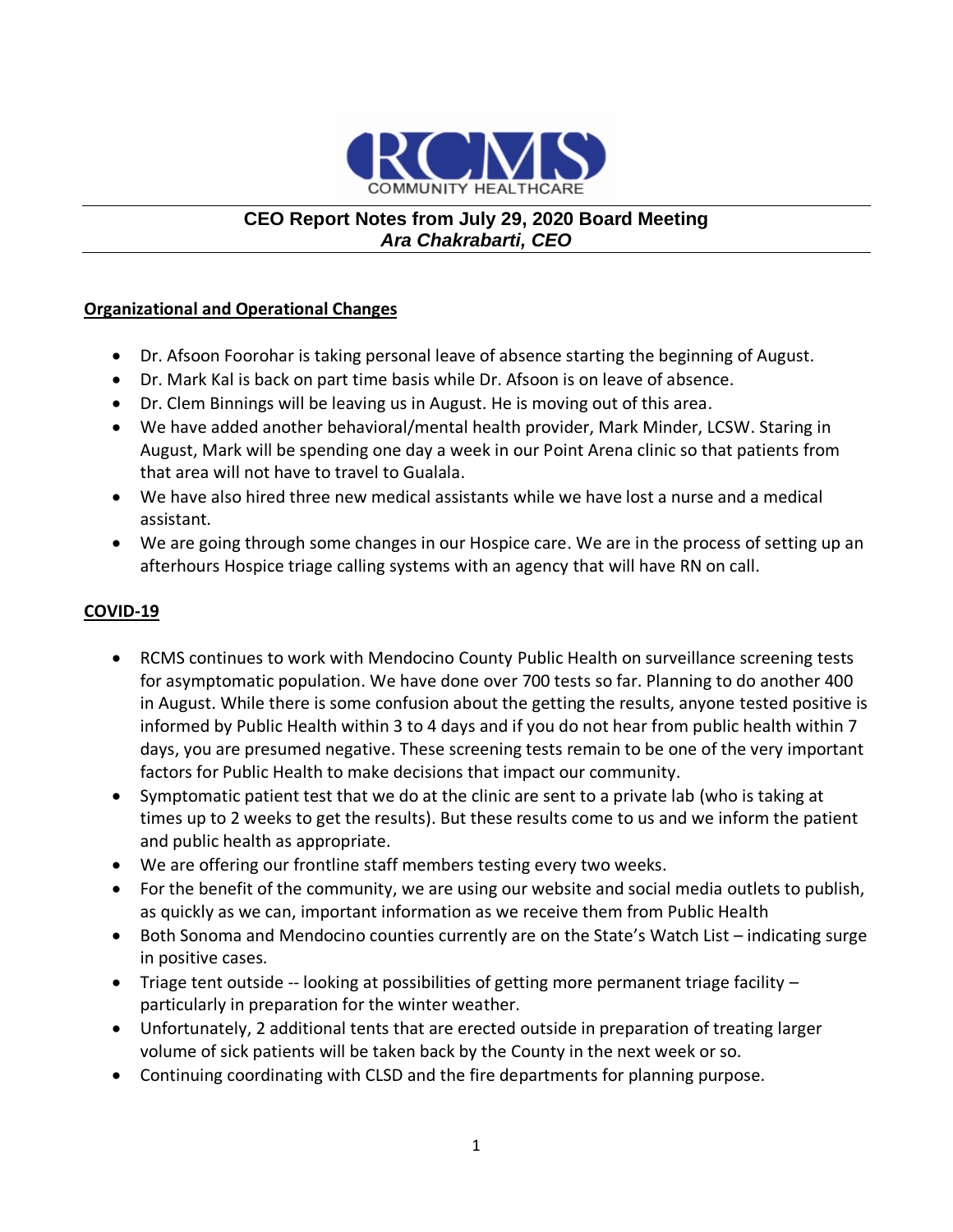RCMS COMMUNITY HEALTHCARE

# CEO Report Notes from July 29, 2020 Board Meeting

***Ara Chakrabarti, CEO***

## Organizational and Operational Changes

- Dr. Afsoon Foorohar is taking personal leave of absence starting the beginning of August.
- Dr. Mark Kal is back on part time basis while Dr. Afsoon is on leave of absence.
- Dr. Clem Binnings will be leaving us in August. He is moving out of this area.
- We have added another behavioral/mental health provider, Mark Minder, LCSW. Staring in August, Mark will be spending one day a week in our Point Arena clinic so that patients from that area will not have to travel to Gualala.
- We have also hired three new medical assistants while we have lost a nurse and a medical assistant.
- We are going through some changes in our Hospice care. We are in the process of setting up an afterhours Hospice triage calling systems with an agency that will have RN on call.

## COVID-19

- RCMS continues to work with Mendocino County Public Health on surveillance screening tests for asymptomatic population. We have done over 700 tests so far. Planning to do another 400 in August. While there is some confusion about the getting the results, anyone tested positive is informed by Public Health within 3 to 4 days and if you do not hear from public health within 7 days, you are presumed negative. These screening tests remain to be one of the very important factors for Public Health to make decisions that impact our community.
- Symptomatic patient test that we do at the clinic are sent to a private lab (who is taking at times up to 2 weeks to get the results). But these results come to us and we inform the patient and public health as appropriate.
- We are offering our frontline staff members testing every two weeks.
- For the benefit of the community, we are using our website and social media outlets to publish, as quickly as we can, important information as we receive them from Public Health
- Both Sonoma and Mendocino counties currently are on the State's Watch List – indicating surge in positive cases.
- Triage tent outside -- looking at possibilities of getting more permanent triage facility – particularly in preparation for the winter weather.
- Unfortunately, 2 additional tents that are erected outside in preparation of treating larger volume of sick patients will be taken back by the County in the next week or so.
- Continuing coordinating with CLSD and the fire departments for planning purpose.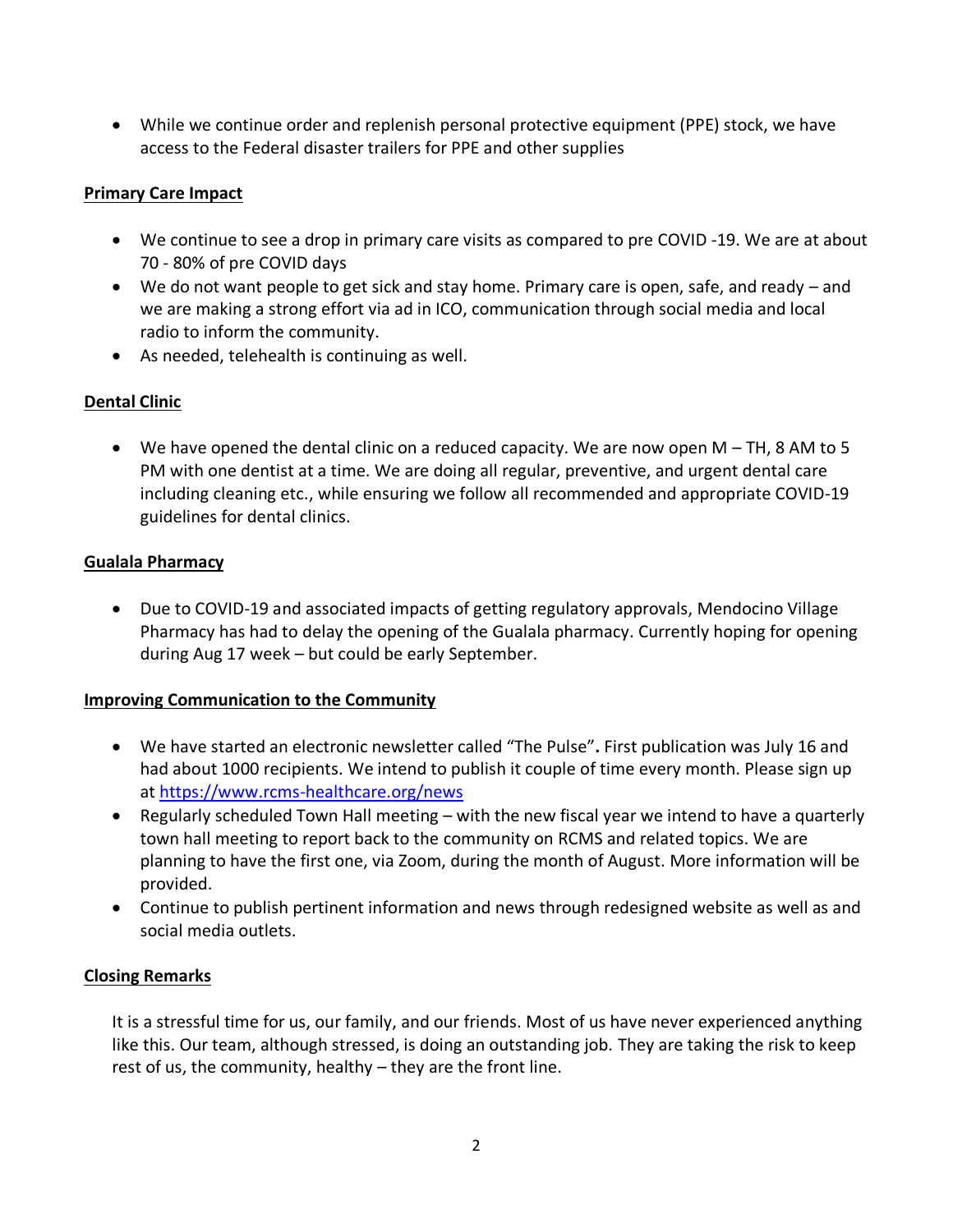- While we continue order and replenish personal protective equipment (PPE) stock, we have access to the Federal disaster trailers for PPE and other supplies

**Primary Care Impact**

- We continue to see a drop in primary care visits as compared to pre COVID -19. We are at about 70 - 80% of pre COVID days
- We do not want people to get sick and stay home. Primary care is open, safe, and ready – and we are making a strong effort via ad in ICO, communication through social media and local radio to inform the community.
- As needed, telehealth is continuing as well.

**Dental Clinic**

- We have opened the dental clinic on a reduced capacity. We are now open M – TH, 8 AM to 5 PM with one dentist at a time. We are doing all regular, preventive, and urgent dental care including cleaning etc., while ensuring we follow all recommended and appropriate COVID-19 guidelines for dental clinics.

**Gualala Pharmacy**

- Due to COVID-19 and associated impacts of getting regulatory approvals, Mendocino Village Pharmacy has had to delay the opening of the Gualala pharmacy. Currently hoping for opening during Aug 17 week – but could be early September.

**Improving Communication to the Community**

- We have started an electronic newsletter called "The Pulse"**.** First publication was July 16 and had about 1000 recipients. We intend to publish it couple of time every month. Please sign up at https://www.rcms-healthcare.org/news
- Regularly scheduled Town Hall meeting – with the new fiscal year we intend to have a quarterly town hall meeting to report back to the community on RCMS and related topics. We are planning to have the first one, via Zoom, during the month of August. More information will be provided.
- Continue to publish pertinent information and news through redesigned website as well as and social media outlets.

**Closing Remarks**

It is a stressful time for us, our family, and our friends. Most of us have never experienced anything like this. Our team, although stressed, is doing an outstanding job. They are taking the risk to keep rest of us, the community, healthy – they are the front line.